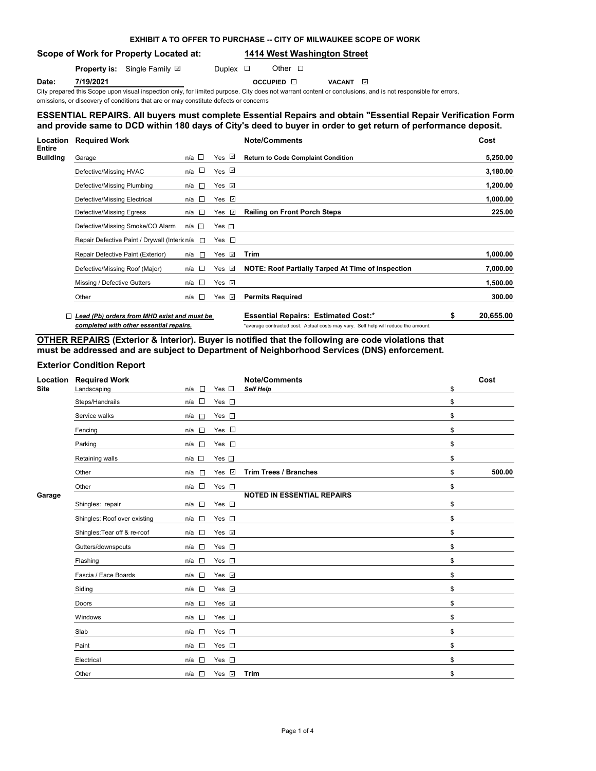**EXHIBIT A TO OFFER TO PURCHASE -- CITY OF MILWAUKEE SCOPE OF WORK**

**Scope of Work for Property Located at:** **1414 West Washington Street**

**Property is:** Single Family ☑ Duplex ☐ Other ☐

**Date:** **7/19/2021** OCCUPIED ☐ VACANT ☑

City prepared this Scope upon visual inspection only, for limited purpose. City does not warrant content or conclusions, and is not responsible for errors, omissions, or discovery of conditions that are or may constitute defects or concerns

## ESSENTIAL REPAIRS. All buyers must complete Essential Repairs and obtain "Essential Repair Verification Form and provide same to DCD within 180 days of City's deed to buyer in order to get return of performance deposit.

| Location | Required Work | n/a | Yes | Note/Comments | Cost |
|---|---|---|---|---|---|
| Entire Building | Garage | ☐ | ☑ | Return to Code Complaint Condition | 5,250.00 |
| | Defective/Missing HVAC | ☐ | ☑ | | 3,180.00 |
| | Defective/Missing Plumbing | ☐ | ☑ | | 1,200.00 |
| | Defective/Missing Electrical | ☐ | ☑ | | 1,000.00 |
| | Defective/Missing Egress | ☐ | ☑ | Railing on Front Porch Steps | 225.00 |
| | Defective/Missing Smoke/CO Alarm | ☐ | ☐ | | |
| | Repair Defective Paint / Drywall (Interior) | ☐ | ☐ | | |
| | Repair Defective Paint (Exterior) | ☐ | ☑ | Trim | 1,000.00 |
| | Defective/Missing Roof (Major) | ☐ | ☑ | NOTE: Roof Partially Tarped At Time of Inspection | 7,000.00 |
| | Missing / Defective Gutters | ☐ | ☑ | | 1,500.00 |
| | Other | ☐ | ☑ | Permits Required | 300.00 |

☐ ***Lead (Pb) orders from MHD exist and must be completed with other essential repairs.***

**Essential Repairs: Estimated Cost:*** **$ 20,655.00**

*average contracted cost. Actual costs may vary. Self help will reduce the amount.

## OTHER REPAIRS (Exterior & Interior). Buyer is notified that the following are code violations that must be addressed and are subject to Department of Neighborhood Services (DNS) enforcement.

### Exterior Condition Report

| Location | Required Work | n/a | Yes | Note/Comments | Cost |
|---|---|---|---|---|---|
| Site | Landscaping | ☐ | ☐ | *Self Help* | $ |
| | Steps/Handrails | ☐ | ☐ | | $ |
| | Service walks | ☐ | ☐ | | $ |
| | Fencing | ☐ | ☐ | | $ |
| | Parking | ☐ | ☐ | | $ |
| | Retaining walls | ☐ | ☐ | | $ |
| | Other | ☐ | ☑ | Trim Trees / Branches | $ 500.00 |
| | Other | ☐ | ☐ | | $ |
| Garage | | | | NOTED IN ESSENTIAL REPAIRS | |
| | Shingles: repair | ☐ | ☐ | | $ |
| | Shingles: Roof over existing | ☐ | ☐ | | $ |
| | Shingles:Tear off & re-roof | ☐ | ☑ | | $ |
| | Gutters/downspouts | ☐ | ☐ | | $ |
| | Flashing | ☐ | ☐ | | $ |
| | Fascia / Eace Boards | ☐ | ☑ | | $ |
| | Siding | ☐ | ☑ | | $ |
| | Doors | ☐ | ☑ | | $ |
| | Windows | ☐ | ☐ | | $ |
| | Slab | ☐ | ☐ | | $ |
| | Paint | ☐ | ☐ | | $ |
| | Electrical | ☐ | ☐ | | $ |
| | Other | ☐ | ☑ | Trim | $ |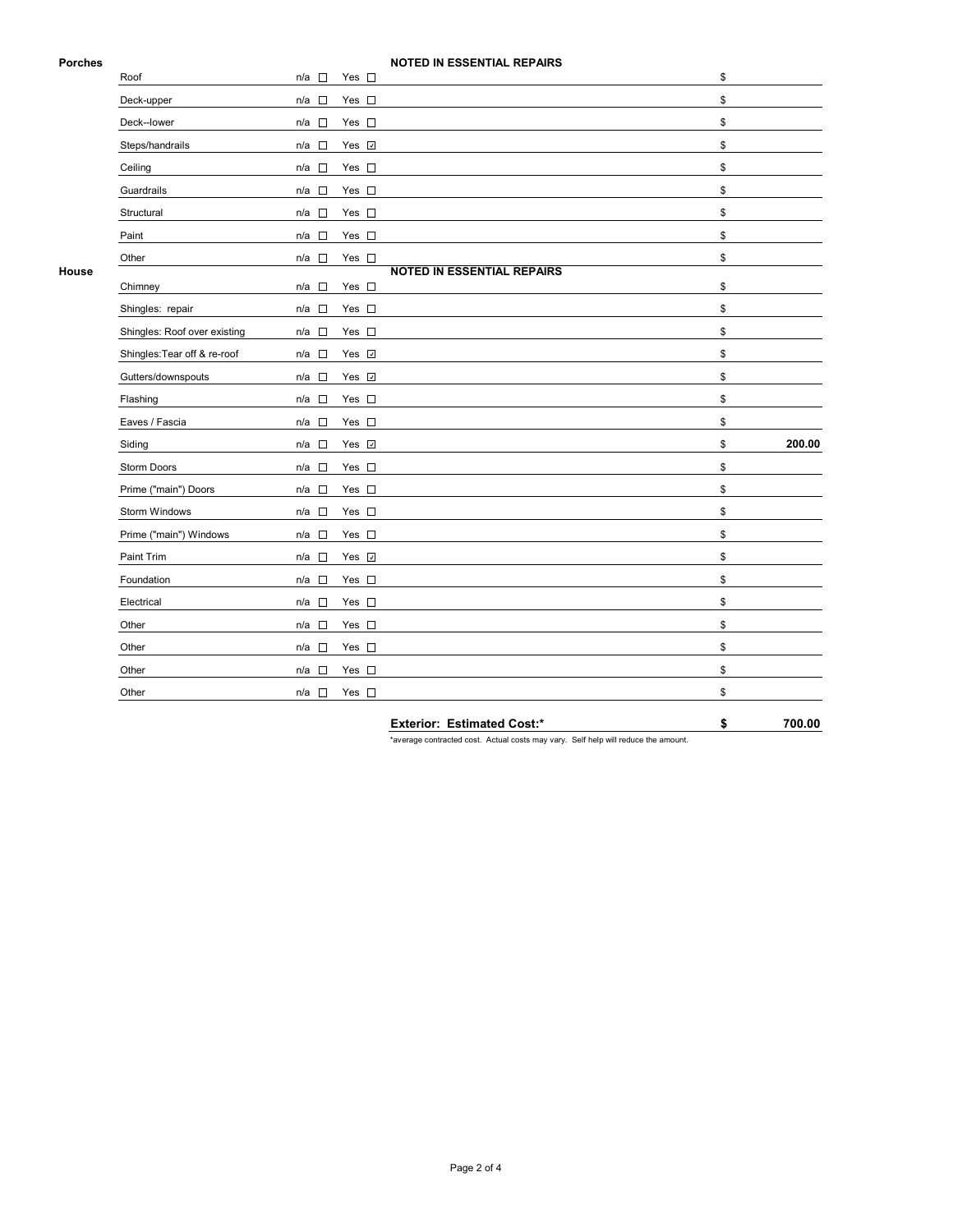## Porches

**NOTED IN ESSENTIAL REPAIRS**

| Item | n/a | Yes | | Cost |
|---|---|---|---|---|
| Roof | ☐ | ☐ | | $ |
| Deck-upper | ☐ | ☐ | | $ |
| Deck--lower | ☐ | ☐ | | $ |
| Steps/handrails | ☐ | ☑ | | $ |
| Ceiling | ☐ | ☐ | | $ |
| Guardrails | ☐ | ☐ | | $ |
| Structural | ☐ | ☐ | | $ |
| Paint | ☐ | ☐ | | $ |
| Other | ☐ | ☐ | | $ |

## House

**NOTED IN ESSENTIAL REPAIRS**

| Item | n/a | Yes | | Cost |
|---|---|---|---|---|
| Chimney | ☐ | ☐ | | $ |
| Shingles: repair | ☐ | ☐ | | $ |
| Shingles: Roof over existing | ☐ | ☐ | | $ |
| Shingles:Tear off & re-roof | ☐ | ☑ | | $ |
| Gutters/downspouts | ☐ | ☑ | | $ |
| Flashing | ☐ | ☐ | | $ |
| Eaves / Fascia | ☐ | ☐ | | $ |
| Siding | ☐ | ☑ | | $ **200.00** |
| Storm Doors | ☐ | ☐ | | $ |
| Prime ("main") Doors | ☐ | ☐ | | $ |
| Storm Windows | ☐ | ☐ | | $ |
| Prime ("main") Windows | ☐ | ☐ | | $ |
| Paint Trim | ☐ | ☑ | | $ |
| Foundation | ☐ | ☐ | | $ |
| Electrical | ☐ | ☐ | | $ |
| Other | ☐ | ☐ | | $ |
| Other | ☐ | ☐ | | $ |
| Other | ☐ | ☐ | | $ |
| Other | ☐ | ☐ | | $ |

**Exterior: Estimated Cost:*** **$ 700.00**

*average contracted cost. Actual costs may vary. Self help will reduce the amount.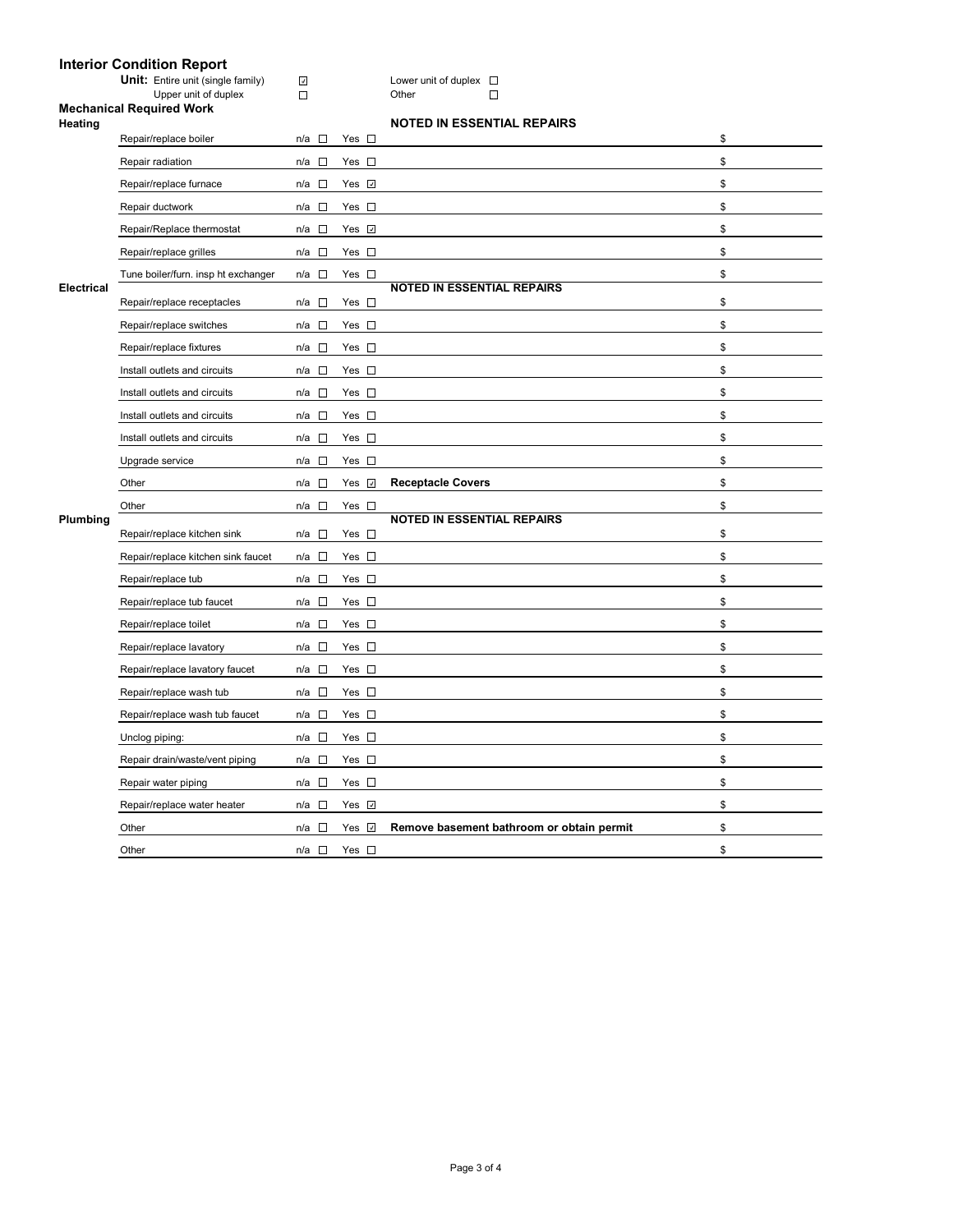# Interior Condition Report

**Unit:** Entire unit (single family) ☑ &nbsp;&nbsp; Lower unit of duplex ☐
Upper unit of duplex ☐ &nbsp;&nbsp; Other ☐

## Mechanical Required Work

### Heating

**NOTED IN ESSENTIAL REPAIRS**

| Item | n/a | Yes | Notes | Cost |
|---|---|---|---|---|
| Repair/replace boiler | ☐ | ☐ | | $ |
| Repair radiation | ☐ | ☐ | | $ |
| Repair/replace furnace | ☐ | ☑ | | $ |
| Repair ductwork | ☐ | ☐ | | $ |
| Repair/Replace thermostat | ☐ | ☑ | | $ |
| Repair/replace grilles | ☐ | ☐ | | $ |
| Tune boiler/furn. insp ht exchanger | ☐ | ☐ | | $ |

### Electrical

**NOTED IN ESSENTIAL REPAIRS**

| Item | n/a | Yes | Notes | Cost |
|---|---|---|---|---|
| Repair/replace receptacles | ☐ | ☐ | | $ |
| Repair/replace switches | ☐ | ☐ | | $ |
| Repair/replace fixtures | ☐ | ☐ | | $ |
| Install outlets and circuits | ☐ | ☐ | | $ |
| Install outlets and circuits | ☐ | ☐ | | $ |
| Install outlets and circuits | ☐ | ☐ | | $ |
| Install outlets and circuits | ☐ | ☐ | | $ |
| Upgrade service | ☐ | ☐ | | $ |
| Other | ☐ | ☑ | **Receptacle Covers** | $ |
| Other | ☐ | ☐ | | $ |

### Plumbing

**NOTED IN ESSENTIAL REPAIRS**

| Item | n/a | Yes | Notes | Cost |
|---|---|---|---|---|
| Repair/replace kitchen sink | ☐ | ☐ | | $ |
| Repair/replace kitchen sink faucet | ☐ | ☐ | | $ |
| Repair/replace tub | ☐ | ☐ | | $ |
| Repair/replace tub faucet | ☐ | ☐ | | $ |
| Repair/replace toilet | ☐ | ☐ | | $ |
| Repair/replace lavatory | ☐ | ☐ | | $ |
| Repair/replace lavatory faucet | ☐ | ☐ | | $ |
| Repair/replace wash tub | ☐ | ☐ | | $ |
| Repair/replace wash tub faucet | ☐ | ☐ | | $ |
| Unclog piping: | ☐ | ☐ | | $ |
| Repair drain/waste/vent piping | ☐ | ☐ | | $ |
| Repair water piping | ☐ | ☐ | | $ |
| Repair/replace water heater | ☐ | ☑ | | $ |
| Other | ☐ | ☑ | **Remove basement bathroom or obtain permit** | $ |
| Other | ☐ | ☐ | | $ |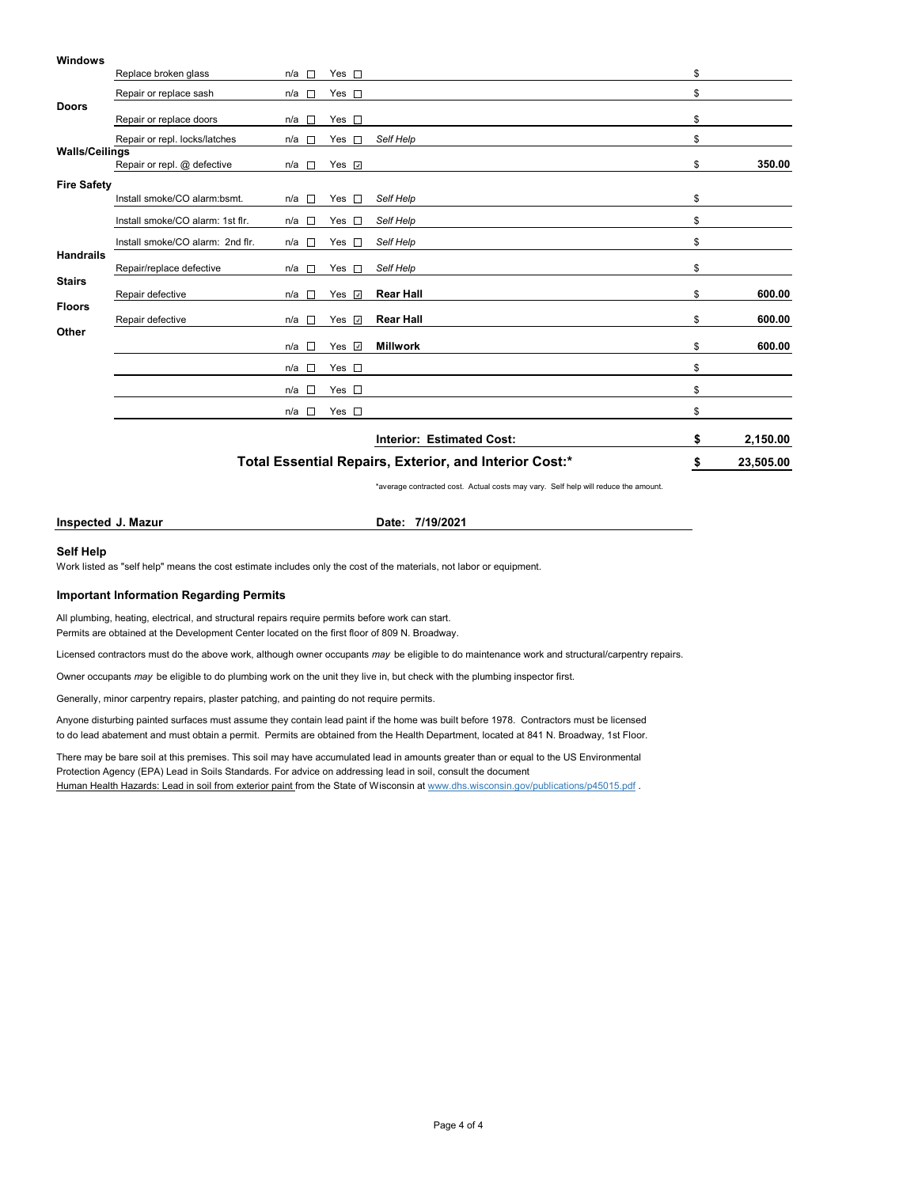| | | | | | |
|---|---|---|---|---|---|
| **Windows** | | | | | |
| | Replace broken glass | n/a ☐ | Yes ☐ | | $ |
| | Repair or replace sash | n/a ☐ | Yes ☐ | | $ |
| **Doors** | | | | | |
| | Repair or replace doors | n/a ☐ | Yes ☐ | | $ |
| | Repair or repl. locks/latches | n/a ☐ | Yes ☐ | *Self Help* | $ |
| **Walls/Ceilings** | | | | | |
| | Repair or repl. @ defective | n/a ☐ | Yes ☑ | | $ **350.00** |
| **Fire Safety** | | | | | |
| | Install smoke/CO alarm:bsmt. | n/a ☐ | Yes ☐ | *Self Help* | $ |
| | Install smoke/CO alarm: 1st flr. | n/a ☐ | Yes ☐ | *Self Help* | $ |
| | Install smoke/CO alarm: 2nd flr. | n/a ☐ | Yes ☐ | *Self Help* | $ |
| **Handrails** | | | | | |
| | Repair/replace defective | n/a ☐ | Yes ☐ | *Self Help* | $ |
| **Stairs** | | | | | |
| | Repair defective | n/a ☐ | Yes ☑ | **Rear Hall** | $ **600.00** |
| **Floors** | | | | | |
| | Repair defective | n/a ☐ | Yes ☑ | **Rear Hall** | $ **600.00** |
| **Other** | | | | | |
| | | n/a ☐ | Yes ☑ | **Millwork** | $ **600.00** |
| | | n/a ☐ | Yes ☐ | | $ |
| | | n/a ☐ | Yes ☐ | | $ |
| | | n/a ☐ | Yes ☐ | | $ |
| | | | | **Interior: Estimated Cost:** | **$ 2,150.00** |
| | | | | **Total Essential Repairs, Exterior, and Interior Cost:*** | **$ 23,505.00** |

*average contracted cost. Actual costs may vary. Self help will reduce the amount.

**Inspected J. Mazur** **Date: 7/19/2021**

### Self Help

Work listed as "self help" means the cost estimate includes only the cost of the materials, not labor or equipment.

### Important Information Regarding Permits

All plumbing, heating, electrical, and structural repairs require permits before work can start.
Permits are obtained at the Development Center located on the first floor of 809 N. Broadway.

Licensed contractors must do the above work, although owner occupants *may* be eligible to do maintenance work and structural/carpentry repairs.

Owner occupants *may* be eligible to do plumbing work on the unit they live in, but check with the plumbing inspector first.

Generally, minor carpentry repairs, plaster patching, and painting do not require permits.

Anyone disturbing painted surfaces must assume they contain lead paint if the home was built before 1978. Contractors must be licensed to do lead abatement and must obtain a permit. Permits are obtained from the Health Department, located at 841 N. Broadway, 1st Floor.

There may be bare soil at this premises. This soil may have accumulated lead in amounts greater than or equal to the US Environmental Protection Agency (EPA) Lead in Soils Standards. For advice on addressing lead in soil, consult the document Human Health Hazards: Lead in soil from exterior paint from the State of Wisconsin at www.dhs.wisconsin.gov/publications/p45015.pdf .